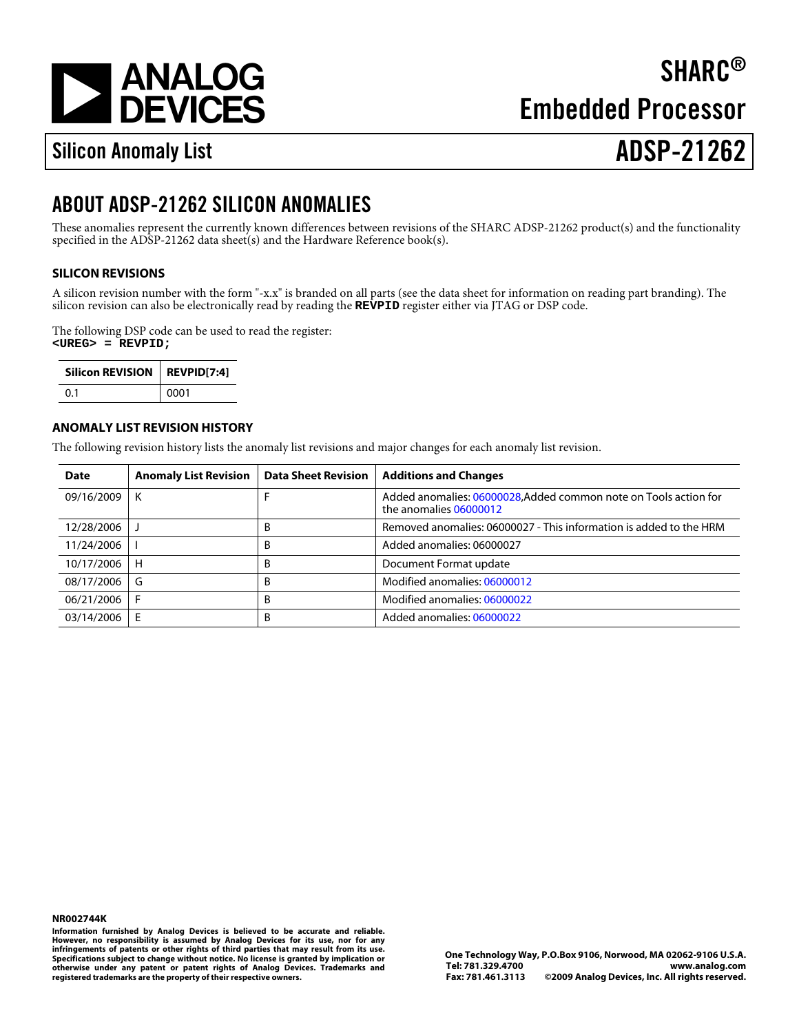# SHARC® Embedded Processor

## Silicon Anomaly List — ADSP-21262

## ABOUT ADSP-21262 SILICON ANOMALIES

These anomalies represent the currently known differences between revisions of the SHARC ADSP-21262 product(s) and the functionality specified in the ADSP-21262 data sheet(s) and the Hardware Reference book(s).

### SILICON REVISIONS

A silicon revision number with the form "-x.x" is branded on all parts (see the data sheet for information on reading part branding). The silicon revision can also be electronically read by reading the **REVPID** register either via JTAG or DSP code.

The following DSP code can be used to read the register:

```
<UREG> = REVPID;
```

| Silicon REVISION | REVPID[7:4] |
|---|---|
| 0.1 | 0001 |

### ANOMALY LIST REVISION HISTORY

The following revision history lists the anomaly list revisions and major changes for each anomaly list revision.

| Date | Anomaly List Revision | Data Sheet Revision | Additions and Changes |
|---|---|---|---|
| 09/16/2009 | K | F | Added anomalies: 06000028,Added common note on Tools action for the anomalies 06000012 |
| 12/28/2006 | J | B | Removed anomalies: 06000027 - This information is added to the HRM |
| 11/24/2006 | I | B | Added anomalies: 06000027 |
| 10/17/2006 | H | B | Document Format update |
| 08/17/2006 | G | B | Modified anomalies: 06000012 |
| 06/21/2006 | F | B | Modified anomalies: 06000022 |
| 03/14/2006 | E | B | Added anomalies: 06000022 |

NR002744K

**Information furnished by Analog Devices is believed to be accurate and reliable. However, no responsibility is assumed by Analog Devices for its use, nor for any infringements of patents or other rights of third parties that may result from its use. Specifications subject to change without notice. No license is granted by implication or otherwise under any patent or patent rights of Analog Devices. Trademarks and registered trademarks are the property of their respective owners.**

**One Technology Way, P.O.Box 9106, Norwood, MA 02062-9106 U.S.A.**
**Tel: 781.329.4700 www.analog.com**
**Fax: 781.461.3113 ©2009 Analog Devices, Inc. All rights reserved.**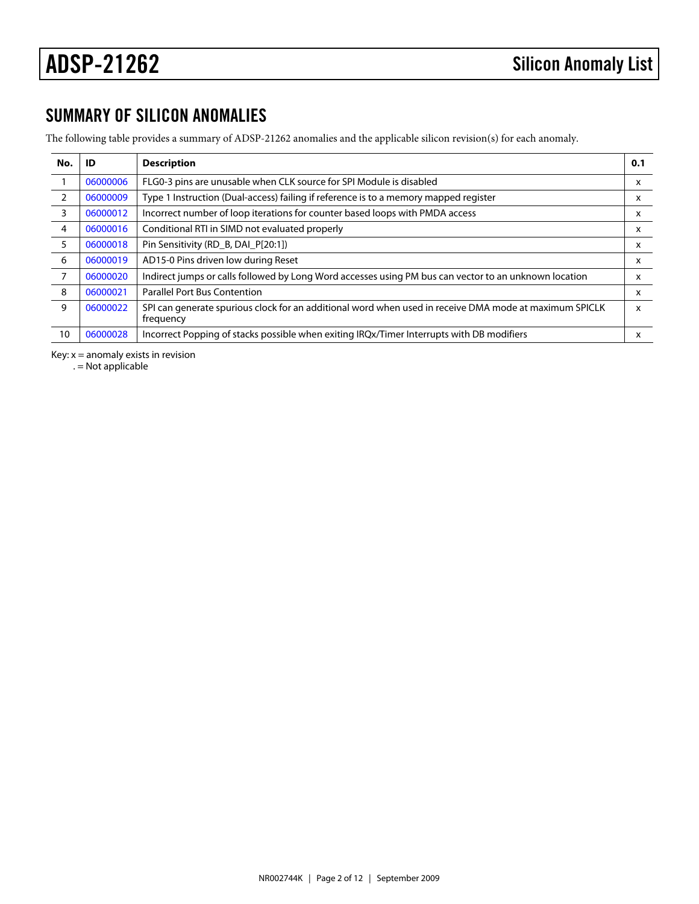## SUMMARY OF SILICON ANOMALIES

The following table provides a summary of ADSP-21262 anomalies and the applicable silicon revision(s) for each anomaly.

| No. | ID | Description | 0.1 |
|---|---|---|---|
| 1 | 06000006 | FLG0-3 pins are unusable when CLK source for SPI Module is disabled | x |
| 2 | 06000009 | Type 1 Instruction (Dual-access) failing if reference is to a memory mapped register | x |
| 3 | 06000012 | Incorrect number of loop iterations for counter based loops with PMDA access | x |
| 4 | 06000016 | Conditional RTI in SIMD not evaluated properly | x |
| 5 | 06000018 | Pin Sensitivity (RD_B, DAI_P[20:1]) | x |
| 6 | 06000019 | AD15-0 Pins driven low during Reset | x |
| 7 | 06000020 | Indirect jumps or calls followed by Long Word accesses using PM bus can vector to an unknown location | x |
| 8 | 06000021 | Parallel Port Bus Contention | x |
| 9 | 06000022 | SPI can generate spurious clock for an additional word when used in receive DMA mode at maximum SPICLK frequency | x |
| 10 | 06000028 | Incorrect Popping of stacks possible when exiting IRQx/Timer Interrupts with DB modifiers | x |

Key: x = anomaly exists in revision
. = Not applicable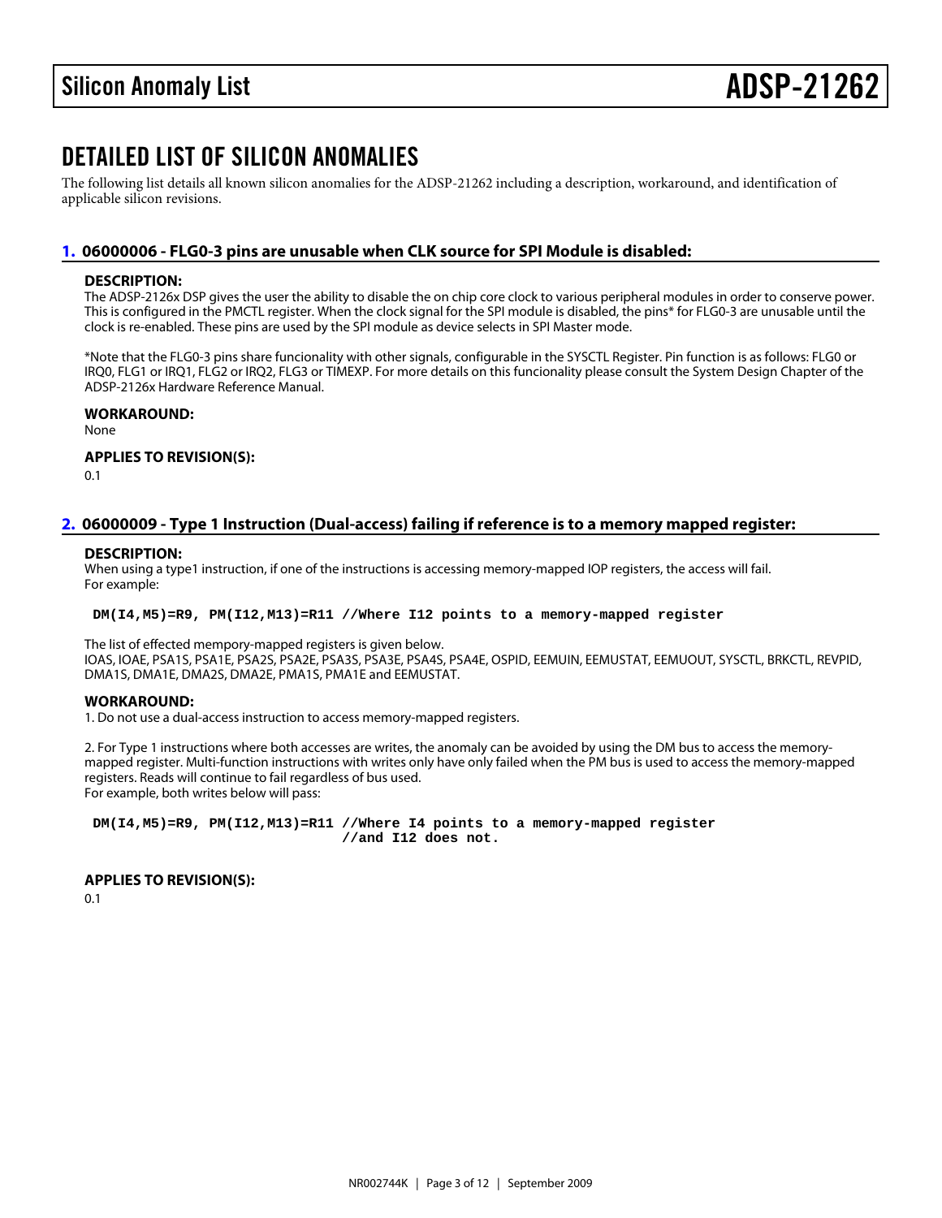# DETAILED LIST OF SILICON ANOMALIES

The following list details all known silicon anomalies for the ADSP-21262 including a description, workaround, and identification of applicable silicon revisions.

## 1. 06000006 - FLG0-3 pins are unusable when CLK source for SPI Module is disabled:

### DESCRIPTION:

The ADSP-2126x DSP gives the user the ability to disable the on chip core clock to various peripheral modules in order to conserve power. This is configured in the PMCTL register. When the clock signal for the SPI module is disabled, the pins* for FLG0-3 are unusable until the clock is re-enabled. These pins are used by the SPI module as device selects in SPI Master mode.

*Note that the FLG0-3 pins share funcionality with other signals, configurable in the SYSCTL Register. Pin function is as follows: FLG0 or IRQ0, FLG1 or IRQ1, FLG2 or IRQ2, FLG3 or TIMEXP. For more details on this funcionality please consult the System Design Chapter of the ADSP-2126x Hardware Reference Manual.

### WORKAROUND:

None

### APPLIES TO REVISION(S):

0.1

## 2. 06000009 - Type 1 Instruction (Dual-access) failing if reference is to a memory mapped register:

### DESCRIPTION:

When using a type1 instruction, if one of the instructions is accessing memory-mapped IOP registers, the access will fail.
For example:

```
DM(I4,M5)=R9, PM(I12,M13)=R11 //Where I12 points to a memory-mapped register
```

The list of effected mempory-mapped registers is given below.
IOAS, IOAE, PSA1S, PSA1E, PSA2S, PSA2E, PSA3S, PSA3E, PSA4S, PSA4E, OSPID, EEMUIN, EEMUSTAT, EEMUOUT, SYSCTL, BRKCTL, REVPID, DMA1S, DMA1E, DMA2S, DMA2E, PMA1S, PMA1E and EEMUSTAT.

### WORKAROUND:

1. Do not use a dual-access instruction to access memory-mapped registers.

2. For Type 1 instructions where both accesses are writes, the anomaly can be avoided by using the DM bus to access the memory-mapped register. Multi-function instructions with writes only have only failed when the PM bus is used to access the memory-mapped registers. Reads will continue to fail regardless of bus used.
For example, both writes below will pass:

```
DM(I4,M5)=R9, PM(I12,M13)=R11 //Where I4 points to a memory-mapped register
                              //and I12 does not.
```

### APPLIES TO REVISION(S):

0.1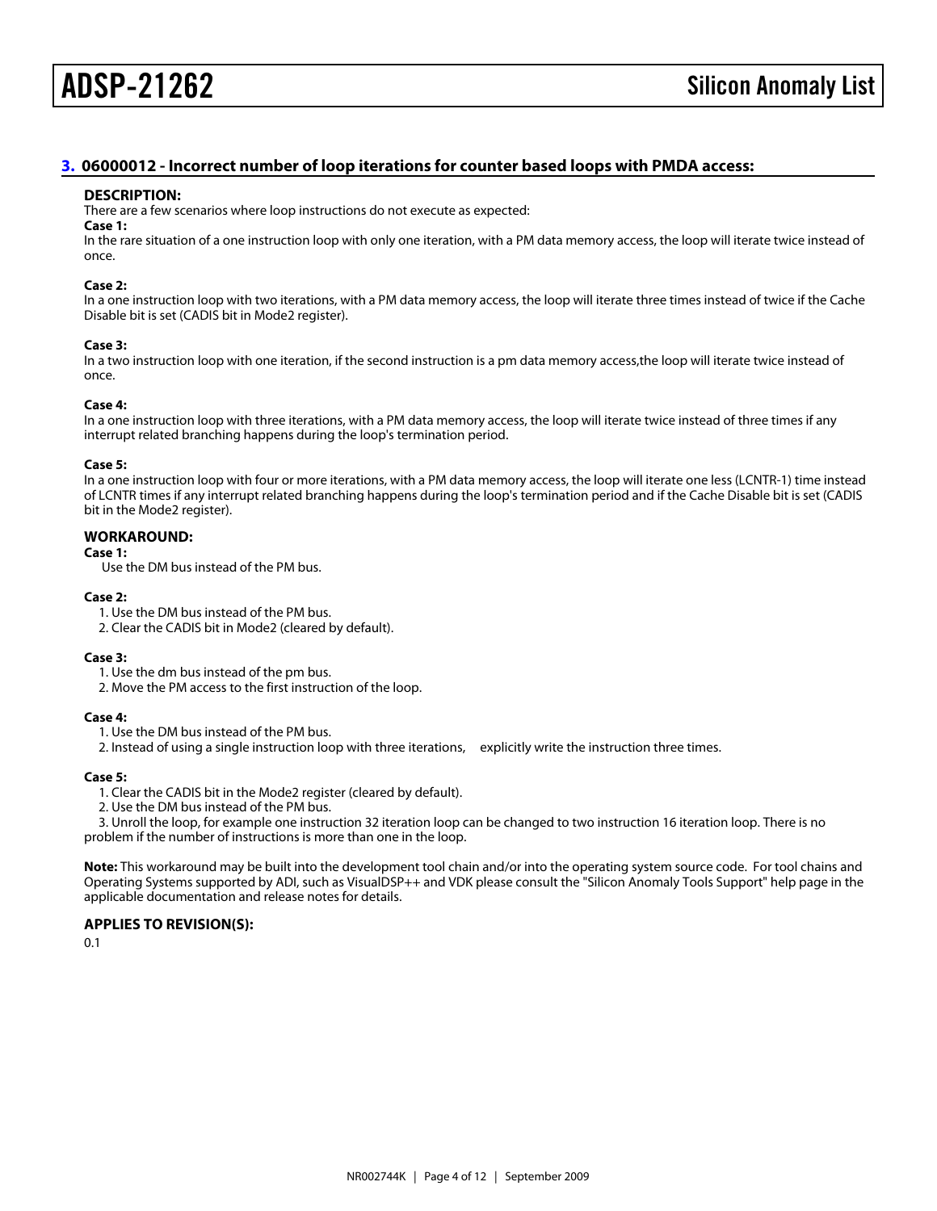## 3. 06000012 - Incorrect number of loop iterations for counter based loops with PMDA access:

### DESCRIPTION:

There are a few scenarios where loop instructions do not execute as expected:

**Case 1:**

In the rare situation of a one instruction loop with only one iteration, with a PM data memory access, the loop will iterate twice instead of once.

**Case 2:**

In a one instruction loop with two iterations, with a PM data memory access, the loop will iterate three times instead of twice if the Cache Disable bit is set (CADIS bit in Mode2 register).

**Case 3:**

In a two instruction loop with one iteration, if the second instruction is a pm data memory access,the loop will iterate twice instead of once.

**Case 4:**

In a one instruction loop with three iterations, with a PM data memory access, the loop will iterate twice instead of three times if any interrupt related branching happens during the loop's termination period.

**Case 5:**

In a one instruction loop with four or more iterations, with a PM data memory access, the loop will iterate one less (LCNTR-1) time instead of LCNTR times if any interrupt related branching happens during the loop's termination period and if the Cache Disable bit is set (CADIS bit in the Mode2 register).

### WORKAROUND:

**Case 1:**

Use the DM bus instead of the PM bus.

**Case 2:**

1. Use the DM bus instead of the PM bus.
2. Clear the CADIS bit in Mode2 (cleared by default).

**Case 3:**

1. Use the dm bus instead of the pm bus.
2. Move the PM access to the first instruction of the loop.

**Case 4:**

1. Use the DM bus instead of the PM bus.
2. Instead of using a single instruction loop with three iterations, explicitly write the instruction three times.

**Case 5:**

1. Clear the CADIS bit in the Mode2 register (cleared by default).
2. Use the DM bus instead of the PM bus.
3. Unroll the loop, for example one instruction 32 iteration loop can be changed to two instruction 16 iteration loop. There is no problem if the number of instructions is more than one in the loop.

**Note:** This workaround may be built into the development tool chain and/or into the operating system source code. For tool chains and Operating Systems supported by ADI, such as VisualDSP++ and VDK please consult the "Silicon Anomaly Tools Support" help page in the applicable documentation and release notes for details.

### APPLIES TO REVISION(S):

0.1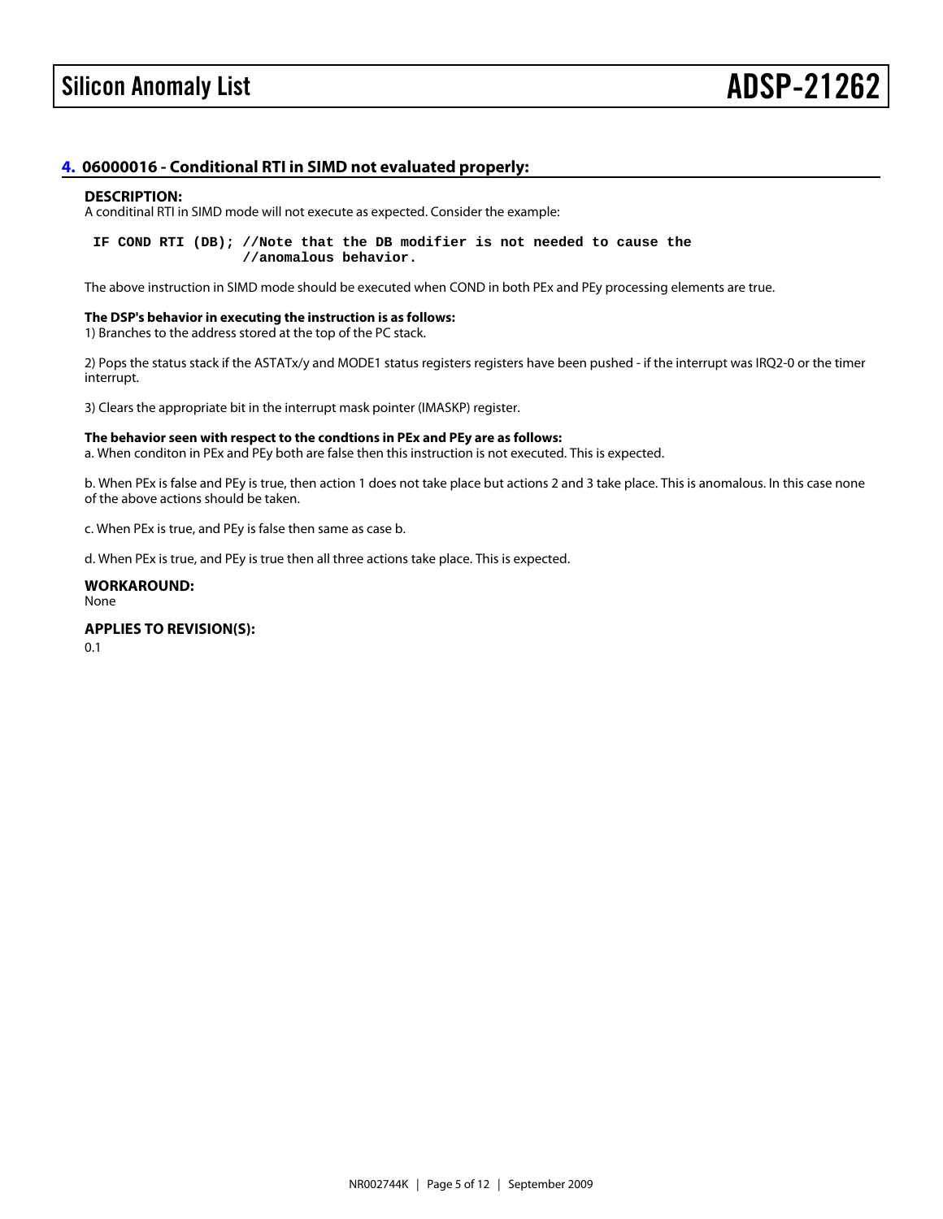## 4. 06000016 - Conditional RTI in SIMD not evaluated properly:

### DESCRIPTION:

A conditinal RTI in SIMD mode will not execute as expected. Consider the example:

```
IF COND RTI (DB); //Note that the DB modifier is not needed to cause the
                  //anomalous behavior.
```

The above instruction in SIMD mode should be executed when COND in both PEx and PEy processing elements are true.

**The DSP's behavior in executing the instruction is as follows:**

1) Branches to the address stored at the top of the PC stack.

2) Pops the status stack if the ASTATx/y and MODE1 status registers registers have been pushed - if the interrupt was IRQ2-0 or the timer interrupt.

3) Clears the appropriate bit in the interrupt mask pointer (IMASKP) register.

**The behavior seen with respect to the condtions in PEx and PEy are as follows:**

a. When conditon in PEx and PEy both are false then this instruction is not executed. This is expected.

b. When PEx is false and PEy is true, then action 1 does not take place but actions 2 and 3 take place. This is anomalous. In this case none of the above actions should be taken.

c. When PEx is true, and PEy is false then same as case b.

d. When PEx is true, and PEy is true then all three actions take place. This is expected.

### WORKAROUND:

None

### APPLIES TO REVISION(S):

0.1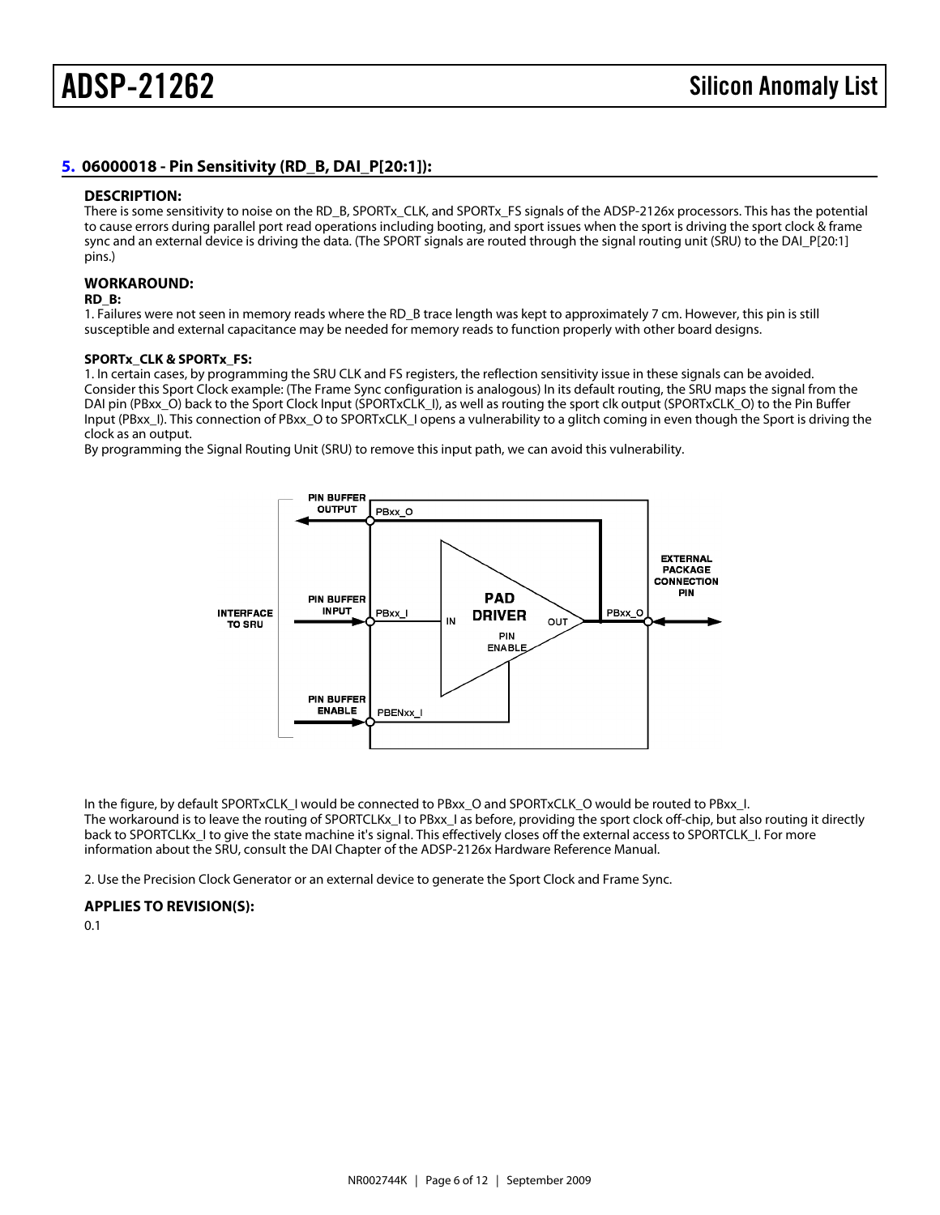## 5. 06000018 - Pin Sensitivity (RD_B, DAI_P[20:1]):

### DESCRIPTION:

There is some sensitivity to noise on the RD_B, SPORTx_CLK, and SPORTx_FS signals of the ADSP-2126x processors. This has the potential to cause errors during parallel port read operations including booting, and sport issues when the sport is driving the sport clock & frame sync and an external device is driving the data. (The SPORT signals are routed through the signal routing unit (SRU) to the DAI_P[20:1] pins.)

### WORKAROUND:

**RD_B:**

1. Failures were not seen in memory reads where the RD_B trace length was kept to approximately 7 cm. However, this pin is still susceptible and external capacitance may be needed for memory reads to function properly with other board designs.

**SPORTx_CLK & SPORTx_FS:**

1. In certain cases, by programming the SRU CLK and FS registers, the reflection sensitivity issue in these signals can be avoided. Consider this Sport Clock example: (The Frame Sync configuration is analogous) In its default routing, the SRU maps the signal from the DAI pin (PBxx_O) back to the Sport Clock Input (SPORTxCLK_I), as well as routing the sport clk output (SPORTxCLK_O) to the Pin Buffer Input (PBxx_I). This connection of PBxx_O to SPORTxCLK_I opens a vulnerability to a glitch coming in even though the Sport is driving the clock as an output.

By programming the Signal Routing Unit (SRU) to remove this input path, we can avoid this vulnerability.

PIN BUFFER OUTPUT
PBxx_O
INTERFACE TO SRU
PIN BUFFER INPUT
PBxx_I
IN
PAD DRIVER
OUT
PIN ENABLE
PBxx_O
EXTERNAL PACKAGE CONNECTION PIN
PIN BUFFER ENABLE
PBENxx_I

In the figure, by default SPORTxCLK_I would be connected to PBxx_O and SPORTxCLK_O would be routed to PBxx_I.
The workaround is to leave the routing of SPORTCLKx_I to PBxx_I as before, providing the sport clock off-chip, but also routing it directly back to SPORTCLKx_I to give the state machine it's signal. This effectively closes off the external access to SPORTCLK_I. For more information about the SRU, consult the DAI Chapter of the ADSP-2126x Hardware Reference Manual.

2. Use the Precision Clock Generator or an external device to generate the Sport Clock and Frame Sync.

### APPLIES TO REVISION(S):

0.1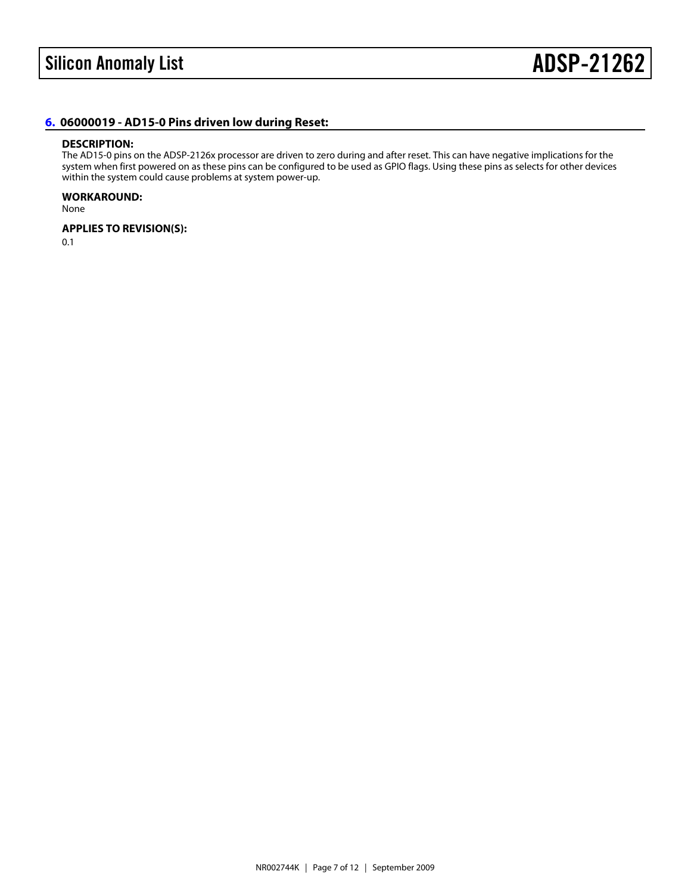### 6. 06000019 - AD15-0 Pins driven low during Reset:

**DESCRIPTION:**

The AD15-0 pins on the ADSP-2126x processor are driven to zero during and after reset. This can have negative implications for the system when first powered on as these pins can be configured to be used as GPIO flags. Using these pins as selects for other devices within the system could cause problems at system power-up.

**WORKAROUND:**

None

**APPLIES TO REVISION(S):**

0.1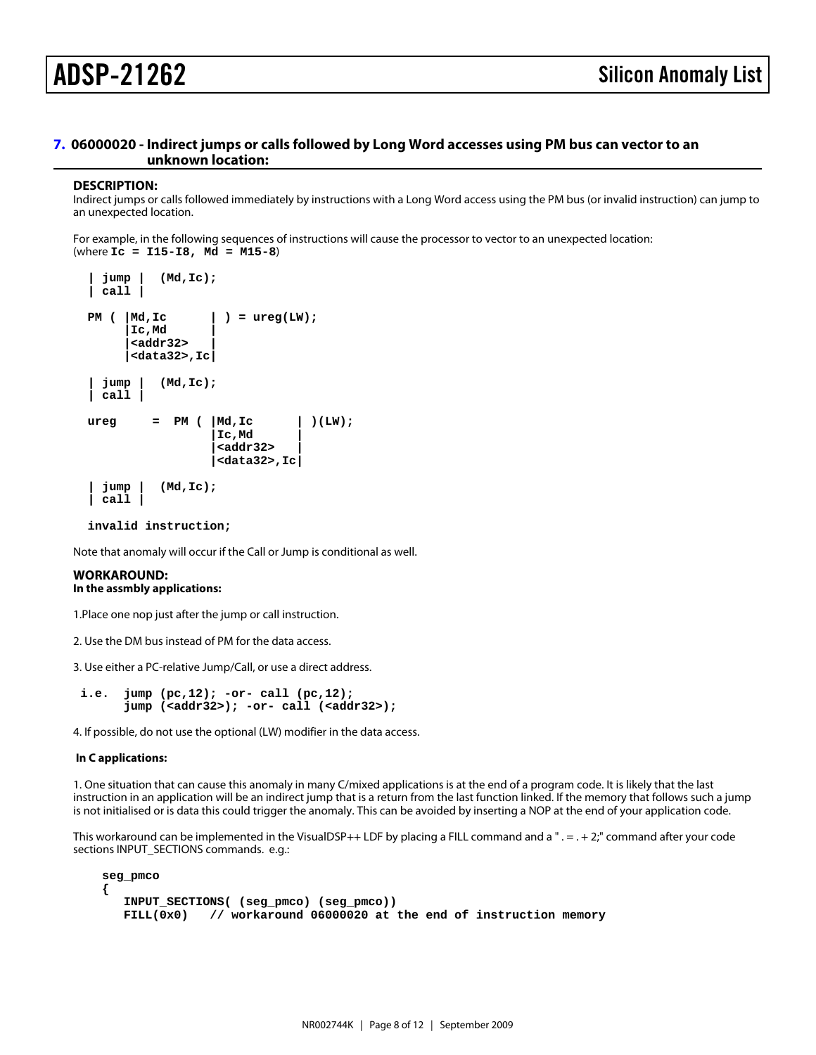## 7. 06000020 - Indirect jumps or calls followed by Long Word accesses using PM bus can vector to an unknown location:

### DESCRIPTION:

Indirect jumps or calls followed immediately by instructions with a Long Word access using the PM bus (or invalid instruction) can jump to an unexpected location.

For example, in the following sequences of instructions will cause the processor to vector to an unexpected location: (where **Ic = I15-I8, Md = M15-8**)

```
| jump |  (Md,Ic);
| call |

PM ( |Md,Ic      | ) = ureg(LW);
     |Ic,Md      |
     |<addr32>   |
     |<data32>,Ic|

| jump |  (Md,Ic);
| call |

ureg     =  PM ( |Md,Ic      | )(LW);
                 |Ic,Md      |
                 |<addr32>   |
                 |<data32>,Ic|

| jump |  (Md,Ic);
| call |

invalid instruction;
```

Note that anomaly will occur if the Call or Jump is conditional as well.

### WORKAROUND:

**In the assmbly applications:**

1.Place one nop just after the jump or call instruction.

2. Use the DM bus instead of PM for the data access.

3. Use either a PC-relative Jump/Call, or use a direct address.

```
i.e.  jump (pc,12); -or- call (pc,12);
      jump (<addr32>); -or- call (<addr32>);
```

4. If possible, do not use the optional (LW) modifier in the data access.

**In C applications:**

1. One situation that can cause this anomaly in many C/mixed applications is at the end of a program code. It is likely that the last instruction in an application will be an indirect jump that is a return from the last function linked. If the memory that follows such a jump is not initialised or is data this could trigger the anomaly. This can be avoided by inserting a NOP at the end of your application code.

This workaround can be implemented in the VisualDSP++ LDF by placing a FILL command and a " . = . + 2;" command after your code sections INPUT_SECTIONS commands. e.g.:

```
seg_pmco
{
   INPUT_SECTIONS( (seg_pmco) (seg_pmco))
   FILL(0x0)   // workaround 06000020 at the end of instruction memory
```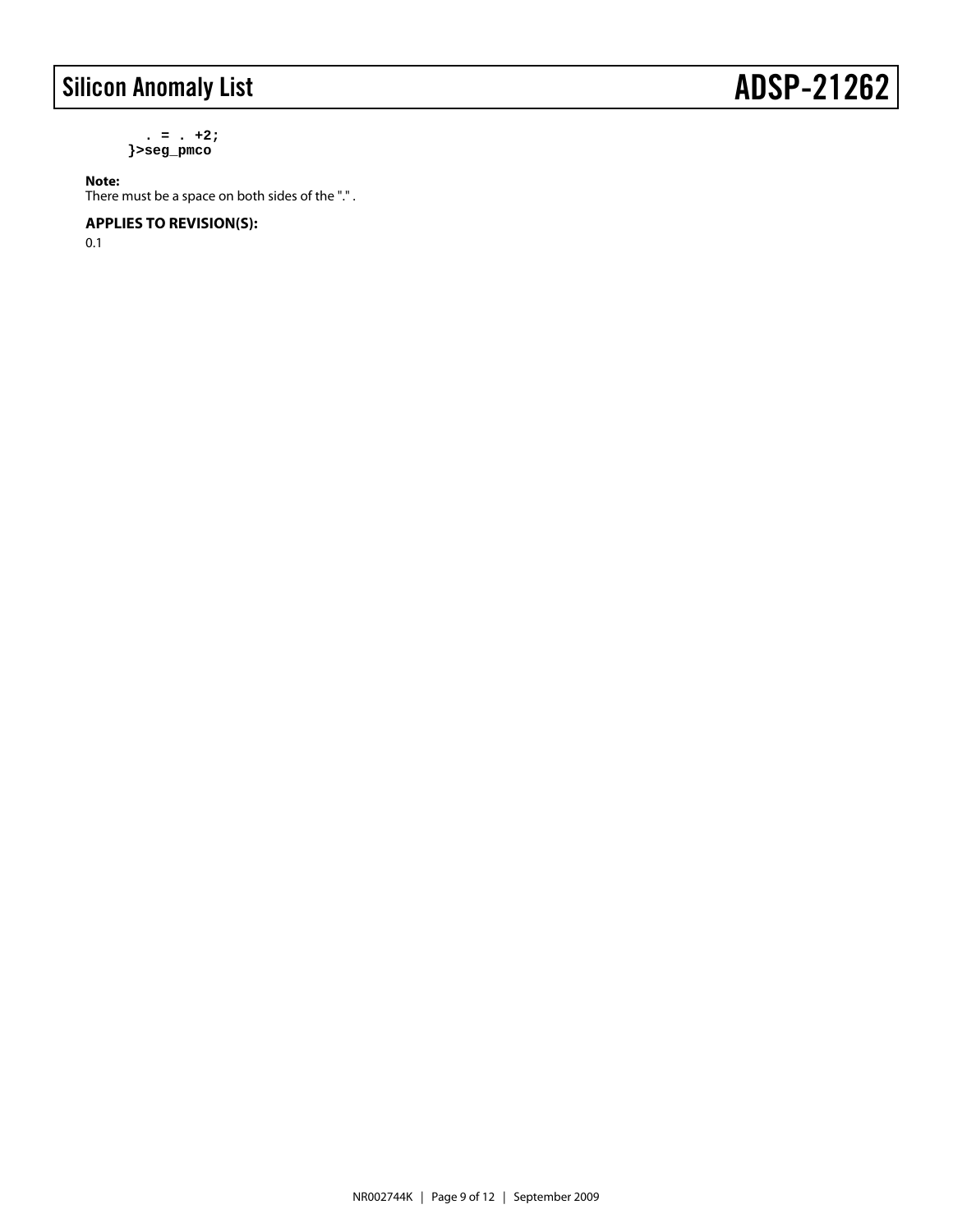```
    . = . +2;
  }>seg_pmco
```

**Note:**
There must be a space on both sides of the "." .

**APPLIES TO REVISION(S):**

0.1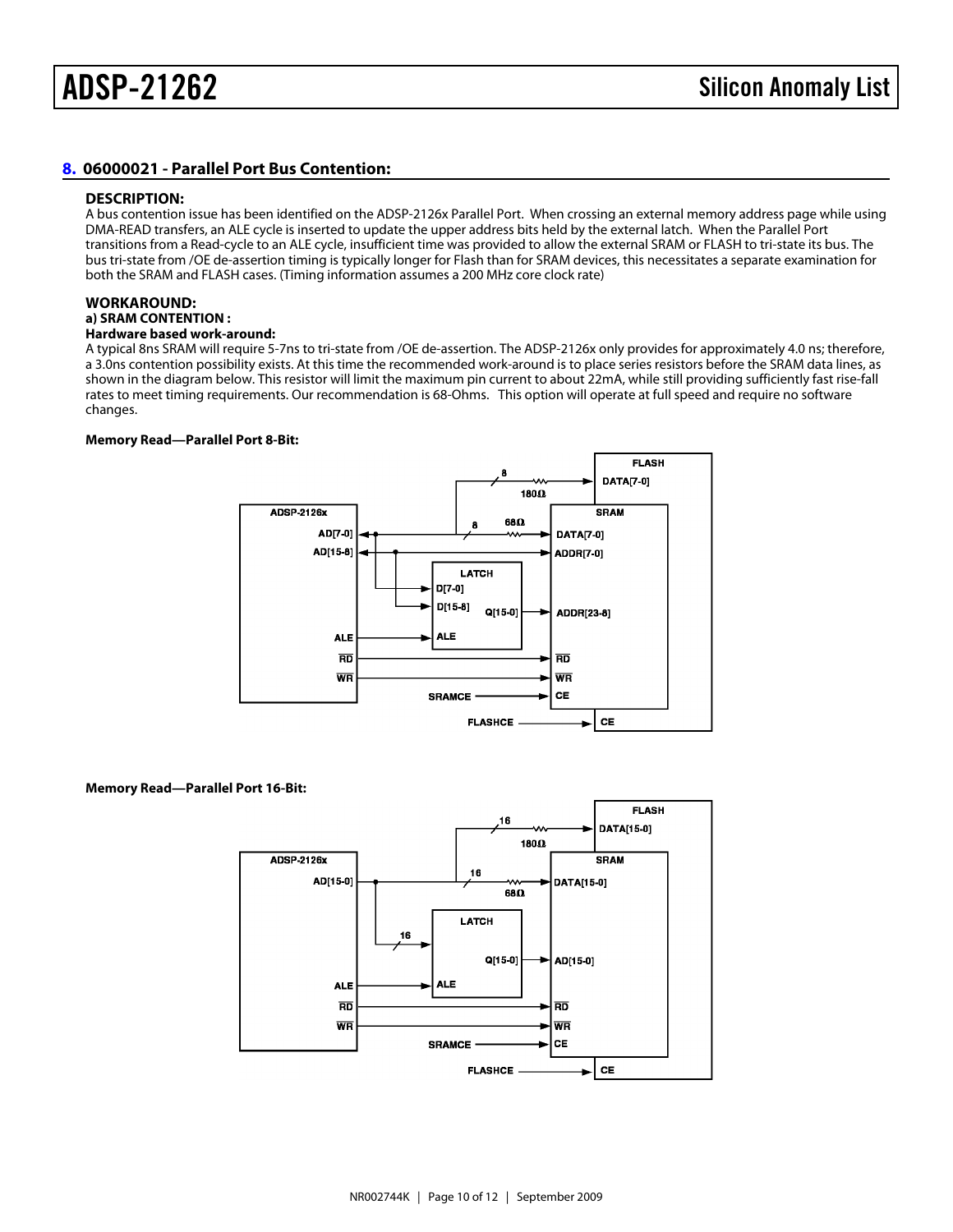## 8. 06000021 - Parallel Port Bus Contention:

### DESCRIPTION:

A bus contention issue has been identified on the ADSP-2126x Parallel Port. When crossing an external memory address page while using DMA-READ transfers, an ALE cycle is inserted to update the upper address bits held by the external latch. When the Parallel Port transitions from a Read-cycle to an ALE cycle, insufficient time was provided to allow the external SRAM or FLASH to tri-state its bus. The bus tri-state from /OE de-assertion timing is typically longer for Flash than for SRAM devices, this necessitates a separate examination for both the SRAM and FLASH cases. (Timing information assumes a 200 MHz core clock rate)

### WORKAROUND:

**a) SRAM CONTENTION :**

**Hardware based work-around:**

A typical 8ns SRAM will require 5-7ns to tri-state from /OE de-assertion. The ADSP-2126x only provides for approximately 4.0 ns; therefore, a 3.0ns contention possibility exists. At this time the recommended work-around is to place series resistors before the SRAM data lines, as shown in the diagram below. This resistor will limit the maximum pin current to about 22mA, while still providing sufficiently fast rise-fall rates to meet timing requirements. Our recommendation is 68-Ohms. This option will operate at full speed and require no software changes.

**Memory Read—Parallel Port 8-Bit:**

FLASH
8
DATA[7-0]
180Ω
ADSP-2126x
SRAM
8
68Ω
AD[7-0]
DATA[7-0]
AD[15-8]
ADDR[7-0]
LATCH
D[7-0]
D[15-8]
Q[15-0]
ADDR[23-8]
ALE
ALE
RD
RD
WR
WR
SRAMCE
CE
FLASHCE
CE

**Memory Read—Parallel Port 16-Bit:**

FLASH
16
DATA[15-0]
180Ω
ADSP-2126x
SRAM
AD[15-0]
16
DATA[15-0]
68Ω
LATCH
16
Q[15-0]
AD[15-0]
ALE
ALE
RD
RD
WR
WR
SRAMCE
CE
FLASHCE
CE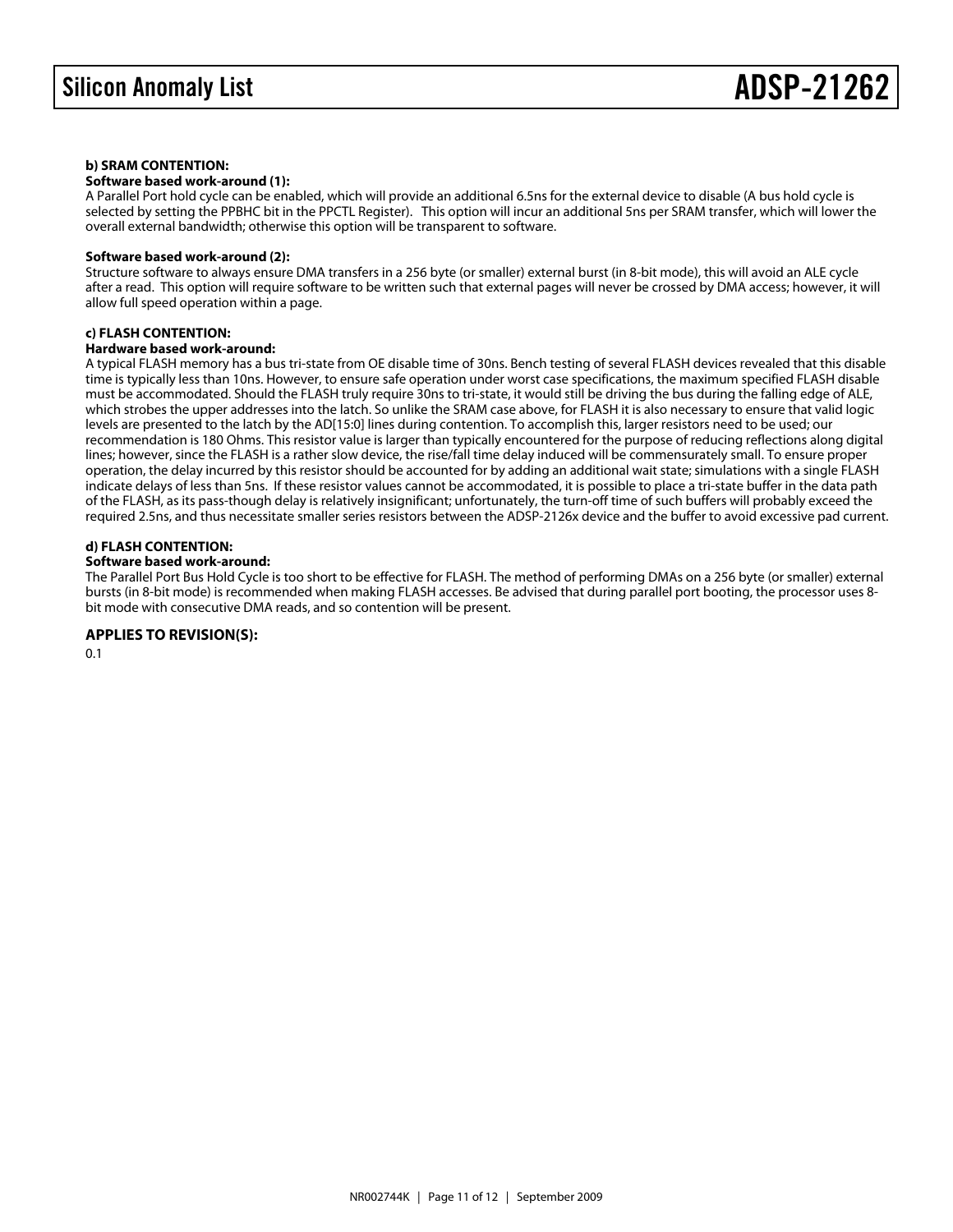**b) SRAM CONTENTION:**

**Software based work-around (1):**

A Parallel Port hold cycle can be enabled, which will provide an additional 6.5ns for the external device to disable (A bus hold cycle is selected by setting the PPBHC bit in the PPCTL Register). This option will incur an additional 5ns per SRAM transfer, which will lower the overall external bandwidth; otherwise this option will be transparent to software.

**Software based work-around (2):**

Structure software to always ensure DMA transfers in a 256 byte (or smaller) external burst (in 8-bit mode), this will avoid an ALE cycle after a read. This option will require software to be written such that external pages will never be crossed by DMA access; however, it will allow full speed operation within a page.

**c) FLASH CONTENTION:**

**Hardware based work-around:**

A typical FLASH memory has a bus tri-state from OE disable time of 30ns. Bench testing of several FLASH devices revealed that this disable time is typically less than 10ns. However, to ensure safe operation under worst case specifications, the maximum specified FLASH disable must be accommodated. Should the FLASH truly require 30ns to tri-state, it would still be driving the bus during the falling edge of ALE, which strobes the upper addresses into the latch. So unlike the SRAM case above, for FLASH it is also necessary to ensure that valid logic levels are presented to the latch by the AD[15:0] lines during contention. To accomplish this, larger resistors need to be used; our recommendation is 180 Ohms. This resistor value is larger than typically encountered for the purpose of reducing reflections along digital lines; however, since the FLASH is a rather slow device, the rise/fall time delay induced will be commensurately small. To ensure proper operation, the delay incurred by this resistor should be accounted for by adding an additional wait state; simulations with a single FLASH indicate delays of less than 5ns. If these resistor values cannot be accommodated, it is possible to place a tri-state buffer in the data path of the FLASH, as its pass-though delay is relatively insignificant; unfortunately, the turn-off time of such buffers will probably exceed the required 2.5ns, and thus necessitate smaller series resistors between the ADSP-2126x device and the buffer to avoid excessive pad current.

**d) FLASH CONTENTION:**

**Software based work-around:**

The Parallel Port Bus Hold Cycle is too short to be effective for FLASH. The method of performing DMAs on a 256 byte (or smaller) external bursts (in 8-bit mode) is recommended when making FLASH accesses. Be advised that during parallel port booting, the processor uses 8-bit mode with consecutive DMA reads, and so contention will be present.

### APPLIES TO REVISION(S):

0.1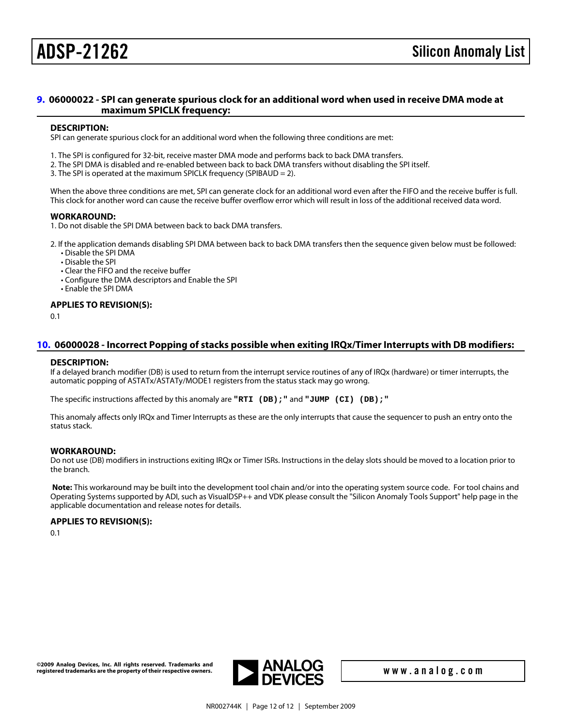## 9. 06000022 - SPI can generate spurious clock for an additional word when used in receive DMA mode at maximum SPICLK frequency:

**DESCRIPTION:**

SPI can generate spurious clock for an additional word when the following three conditions are met:

1. The SPI is configured for 32-bit, receive master DMA mode and performs back to back DMA transfers.
2. The SPI DMA is disabled and re-enabled between back to back DMA transfers without disabling the SPI itself.
3. The SPI is operated at the maximum SPICLK frequency (SPIBAUD = 2).

When the above three conditions are met, SPI can generate clock for an additional word even after the FIFO and the receive buffer is full. This clock for another word can cause the receive buffer overflow error which will result in loss of the additional received data word.

**WORKAROUND:**

1. Do not disable the SPI DMA between back to back DMA transfers.

2. If the application demands disabling SPI DMA between back to back DMA transfers then the sequence given below must be followed:
   - Disable the SPI DMA
   - Disable the SPI
   - Clear the FIFO and the receive buffer
   - Configure the DMA descriptors and Enable the SPI
   - Enable the SPI DMA

**APPLIES TO REVISION(S):**

0.1

## 10. 06000028 - Incorrect Popping of stacks possible when exiting IRQx/Timer Interrupts with DB modifiers:

**DESCRIPTION:**

If a delayed branch modifier (DB) is used to return from the interrupt service routines of any of IRQx (hardware) or timer interrupts, the automatic popping of ASTATx/ASTATy/MODE1 registers from the status stack may go wrong.

The specific instructions affected by this anomaly are **"RTI (DB);"** and **"JUMP (CI) (DB);"**

This anomaly affects only IRQx and Timer Interrupts as these are the only interrupts that cause the sequencer to push an entry onto the status stack.

**WORKAROUND:**

Do not use (DB) modifiers in instructions exiting IRQx or Timer ISRs. Instructions in the delay slots should be moved to a location prior to the branch.

**Note:** This workaround may be built into the development tool chain and/or into the operating system source code. For tool chains and Operating Systems supported by ADI, such as VisualDSP++ and VDK please consult the "Silicon Anomaly Tools Support" help page in the applicable documentation and release notes for details.

**APPLIES TO REVISION(S):**

0.1

**©2009 Analog Devices, Inc. All rights reserved. Trademarks and registered trademarks are the property of their respective owners.**

www.analog.com

NR002744K